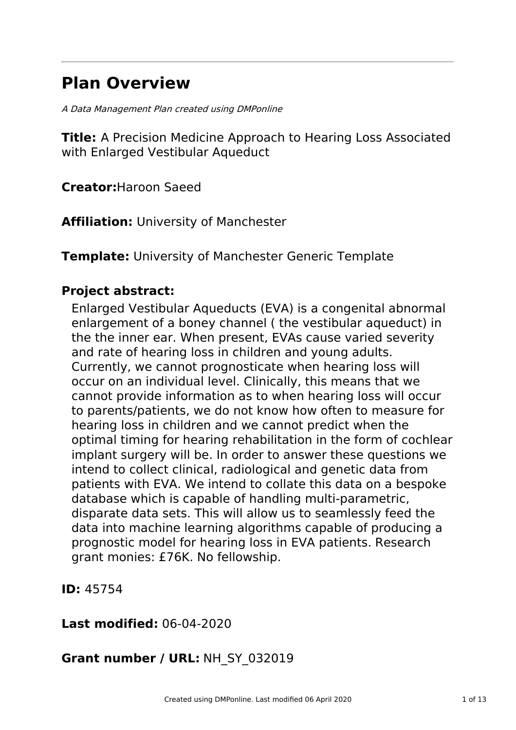---

# Plan Overview

*A Data Management Plan created using DMPonline*

**Title:** A Precision Medicine Approach to Hearing Loss Associated with Enlarged Vestibular Aqueduct

**Creator:**Haroon Saeed

**Affiliation:** University of Manchester

**Template:** University of Manchester Generic Template

## Project abstract:

Enlarged Vestibular Aqueducts (EVA) is a congenital abnormal enlargement of a boney channel ( the vestibular aqueduct) in the the inner ear. When present, EVAs cause varied severity and rate of hearing loss in children and young adults. Currently, we cannot prognosticate when hearing loss will occur on an individual level. Clinically, this means that we cannot provide information as to when hearing loss will occur to parents/patients, we do not know how often to measure for hearing loss in children and we cannot predict when the optimal timing for hearing rehabilitation in the form of cochlear implant surgery will be. In order to answer these questions we intend to collect clinical, radiological and genetic data from patients with EVA. We intend to collate this data on a bespoke database which is capable of handling multi-parametric, disparate data sets. This will allow us to seamlessly feed the data into machine learning algorithms capable of producing a prognostic model for hearing loss in EVA patients. Research grant monies: £76K. No fellowship.

**ID:** 45754

**Last modified:** 06-04-2020

**Grant number / URL:** NH_SY_032019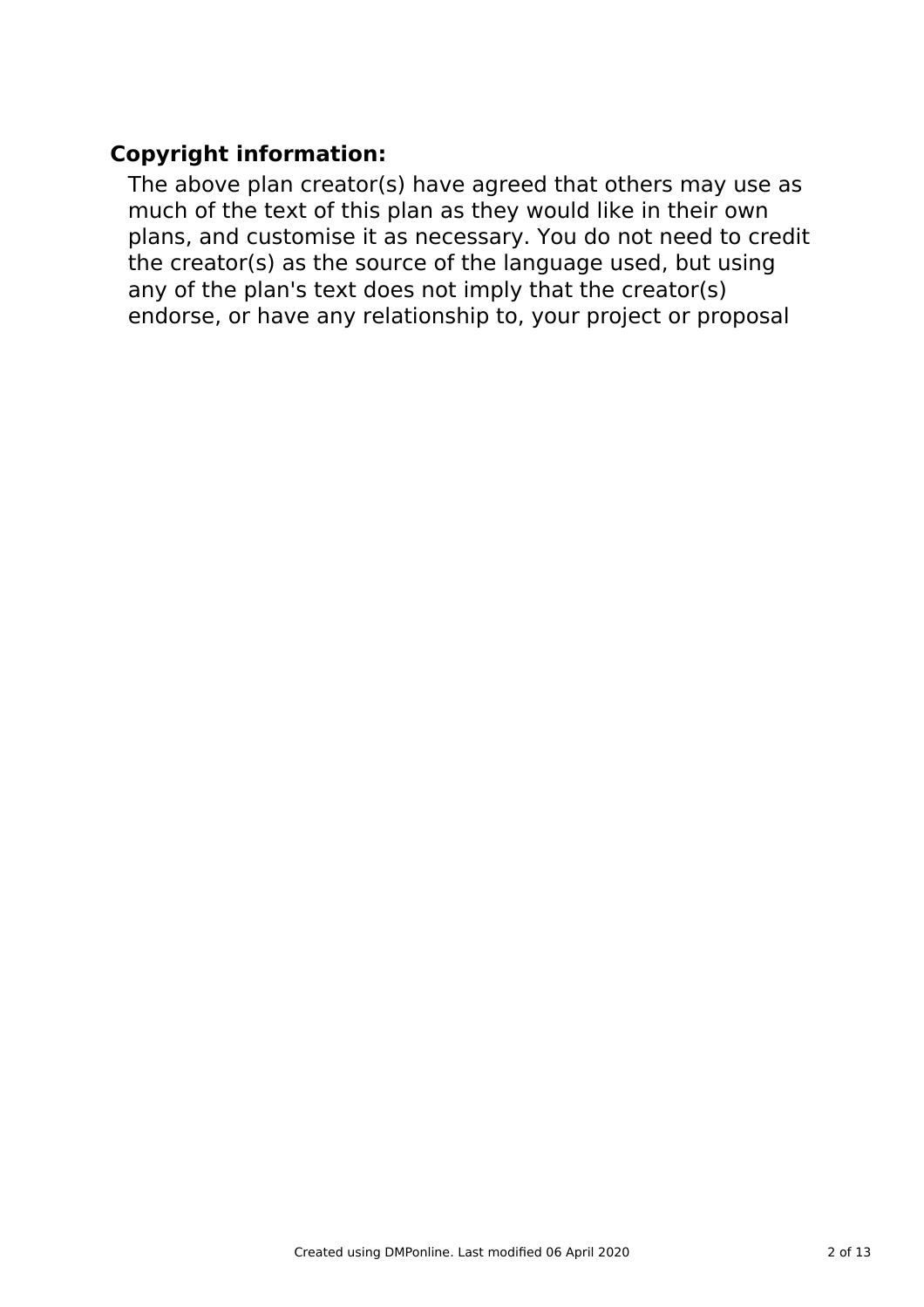**Copyright information:**

The above plan creator(s) have agreed that others may use as much of the text of this plan as they would like in their own plans, and customise it as necessary. You do not need to credit the creator(s) as the source of the language used, but using any of the plan's text does not imply that the creator(s) endorse, or have any relationship to, your project or proposal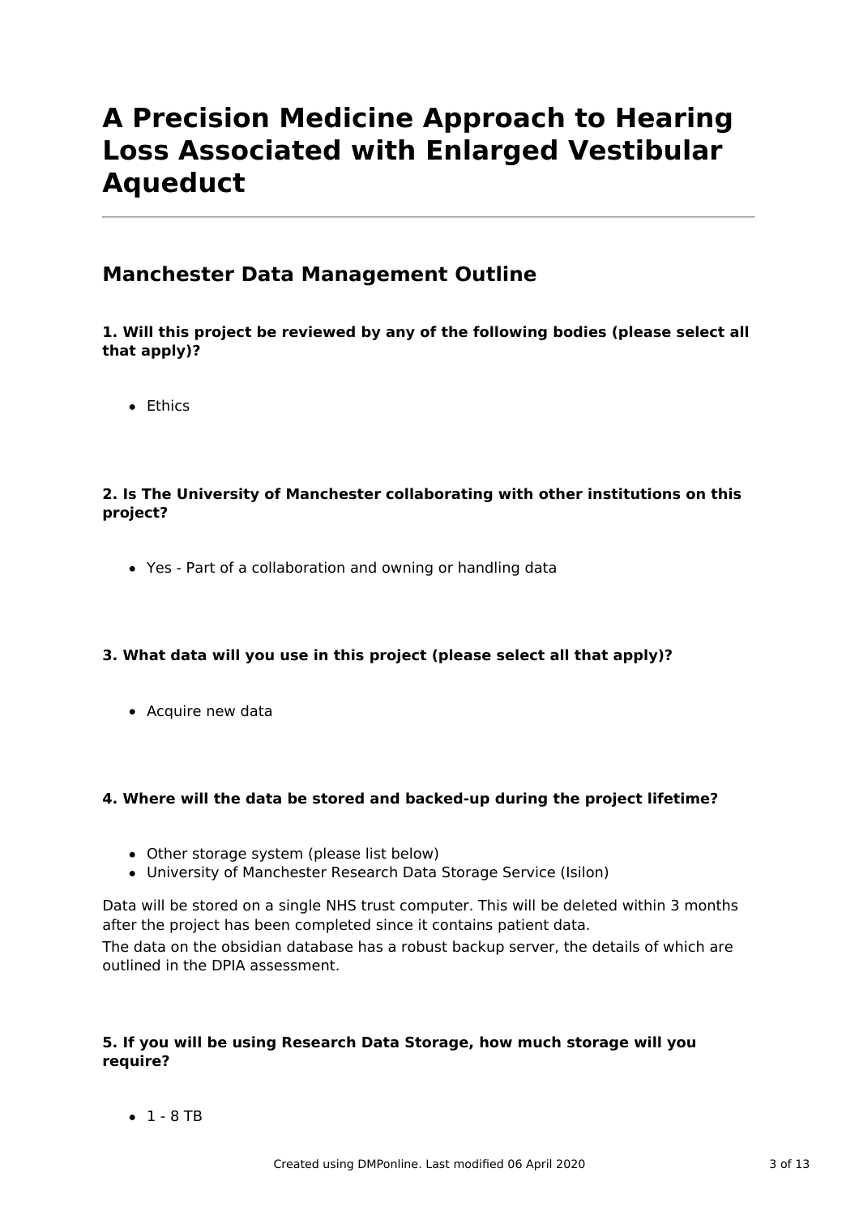# A Precision Medicine Approach to Hearing Loss Associated with Enlarged Vestibular Aqueduct

## Manchester Data Management Outline

**1. Will this project be reviewed by any of the following bodies (please select all that apply)?**

- Ethics

**2. Is The University of Manchester collaborating with other institutions on this project?**

- Yes - Part of a collaboration and owning or handling data

**3. What data will you use in this project (please select all that apply)?**

- Acquire new data

**4. Where will the data be stored and backed-up during the project lifetime?**

- Other storage system (please list below)
- University of Manchester Research Data Storage Service (Isilon)

Data will be stored on a single NHS trust computer. This will be deleted within 3 months after the project has been completed since it contains patient data.
The data on the obsidian database has a robust backup server, the details of which are outlined in the DPIA assessment.

**5. If you will be using Research Data Storage, how much storage will you require?**

- 1 - 8 TB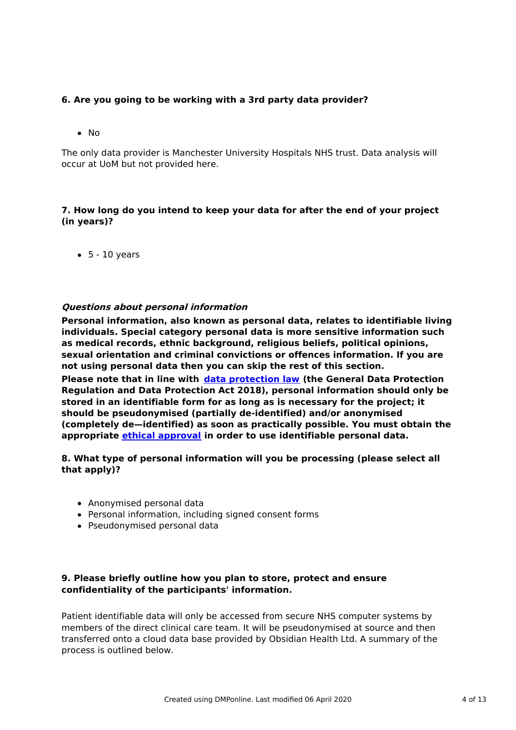**6. Are you going to be working with a 3rd party data provider?**

- No

The only data provider is Manchester University Hospitals NHS trust. Data analysis will occur at UoM but not provided here.

**7. How long do you intend to keep your data for after the end of your project (in years)?**

- 5 - 10 years

***Questions about personal information***

**Personal information, also known as personal data, relates to identifiable living individuals. Special category personal data is more sensitive information such as medical records, ethnic background, religious beliefs, political opinions, sexual orientation and criminal convictions or offences information. If you are not using personal data then you can skip the rest of this section.**

**Please note that in line with [data protection law](data protection law) (the General Data Protection Regulation and Data Protection Act 2018), personal information should only be stored in an identifiable form for as long as is necessary for the project; it should be pseudonymised (partially de-identified) and/or anonymised (completely de—identified) as soon as practically possible. You must obtain the appropriate [ethical approval](ethical approval) in order to use identifiable personal data.**

**8. What type of personal information will you be processing (please select all that apply)?**

- Anonymised personal data
- Personal information, including signed consent forms
- Pseudonymised personal data

**9. Please briefly outline how you plan to store, protect and ensure confidentiality of the participants' information.**

Patient identifiable data will only be accessed from secure NHS computer systems by members of the direct clinical care team. It will be pseudonymised at source and then transferred onto a cloud data base provided by Obsidian Health Ltd. A summary of the process is outlined below.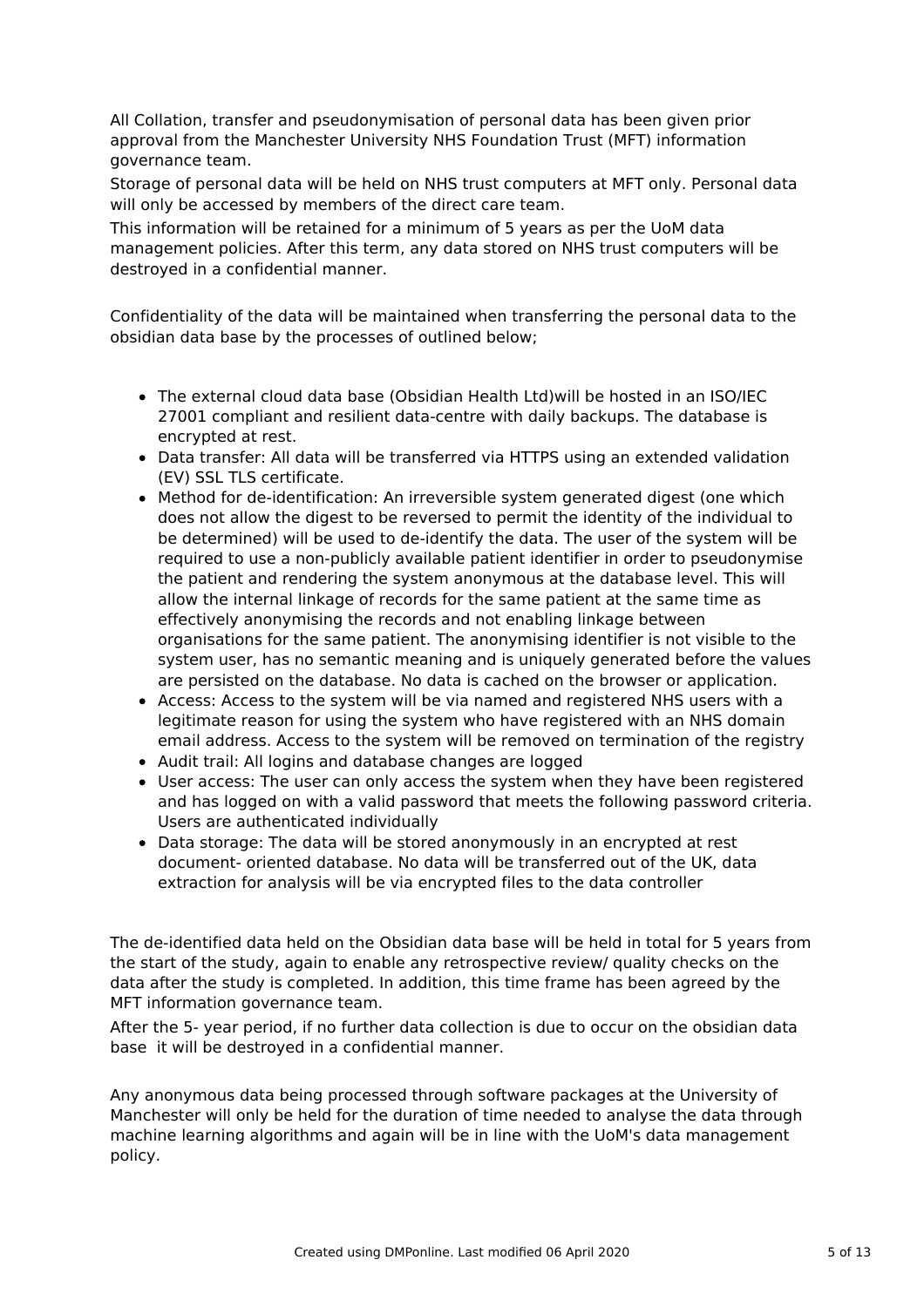All Collation, transfer and pseudonymisation of personal data has been given prior approval from the Manchester University NHS Foundation Trust (MFT) information governance team.

Storage of personal data will be held on NHS trust computers at MFT only. Personal data will only be accessed by members of the direct care team.

This information will be retained for a minimum of 5 years as per the UoM data management policies. After this term, any data stored on NHS trust computers will be destroyed in a confidential manner.

Confidentiality of the data will be maintained when transferring the personal data to the obsidian data base by the processes of outlined below;

- The external cloud data base (Obsidian Health Ltd)will be hosted in an ISO/IEC 27001 compliant and resilient data-centre with daily backups. The database is encrypted at rest.
- Data transfer: All data will be transferred via HTTPS using an extended validation (EV) SSL TLS certificate.
- Method for de-identification: An irreversible system generated digest (one which does not allow the digest to be reversed to permit the identity of the individual to be determined) will be used to de-identify the data. The user of the system will be required to use a non-publicly available patient identifier in order to pseudonymise the patient and rendering the system anonymous at the database level. This will allow the internal linkage of records for the same patient at the same time as effectively anonymising the records and not enabling linkage between organisations for the same patient. The anonymising identifier is not visible to the system user, has no semantic meaning and is uniquely generated before the values are persisted on the database. No data is cached on the browser or application.
- Access: Access to the system will be via named and registered NHS users with a legitimate reason for using the system who have registered with an NHS domain email address. Access to the system will be removed on termination of the registry
- Audit trail: All logins and database changes are logged
- User access: The user can only access the system when they have been registered and has logged on with a valid password that meets the following password criteria. Users are authenticated individually
- Data storage: The data will be stored anonymously in an encrypted at rest document- oriented database. No data will be transferred out of the UK, data extraction for analysis will be via encrypted files to the data controller

The de-identified data held on the Obsidian data base will be held in total for 5 years from the start of the study, again to enable any retrospective review/ quality checks on the data after the study is completed. In addition, this time frame has been agreed by the MFT information governance team.

After the 5- year period, if no further data collection is due to occur on the obsidian data base it will be destroyed in a confidential manner.

Any anonymous data being processed through software packages at the University of Manchester will only be held for the duration of time needed to analyse the data through machine learning algorithms and again will be in line with the UoM's data management policy.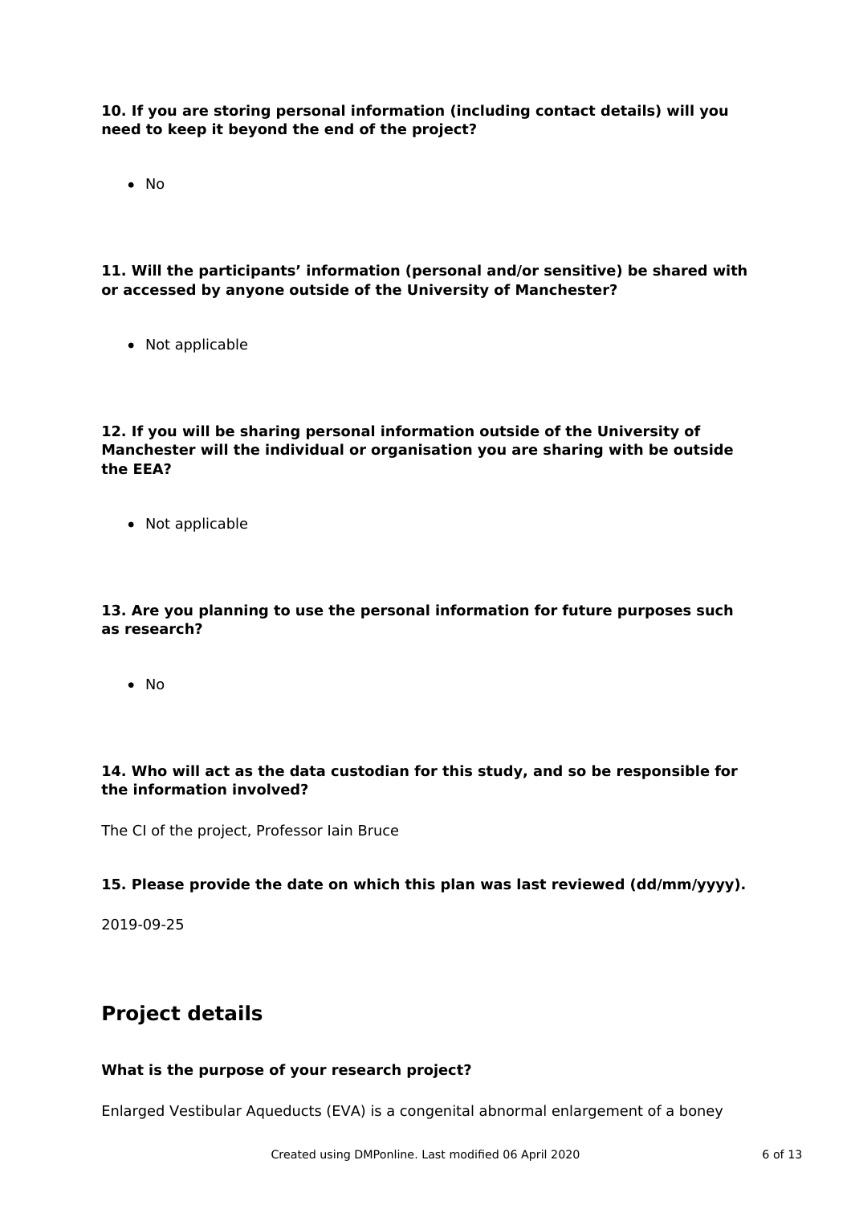**10. If you are storing personal information (including contact details) will you need to keep it beyond the end of the project?**

- No

**11. Will the participants' information (personal and/or sensitive) be shared with or accessed by anyone outside of the University of Manchester?**

- Not applicable

**12. If you will be sharing personal information outside of the University of Manchester will the individual or organisation you are sharing with be outside the EEA?**

- Not applicable

**13. Are you planning to use the personal information for future purposes such as research?**

- No

**14. Who will act as the data custodian for this study, and so be responsible for the information involved?**

The CI of the project, Professor Iain Bruce

**15. Please provide the date on which this plan was last reviewed (dd/mm/yyyy).**

2019-09-25

## Project details

**What is the purpose of your research project?**

Enlarged Vestibular Aqueducts (EVA) is a congenital abnormal enlargement of a boney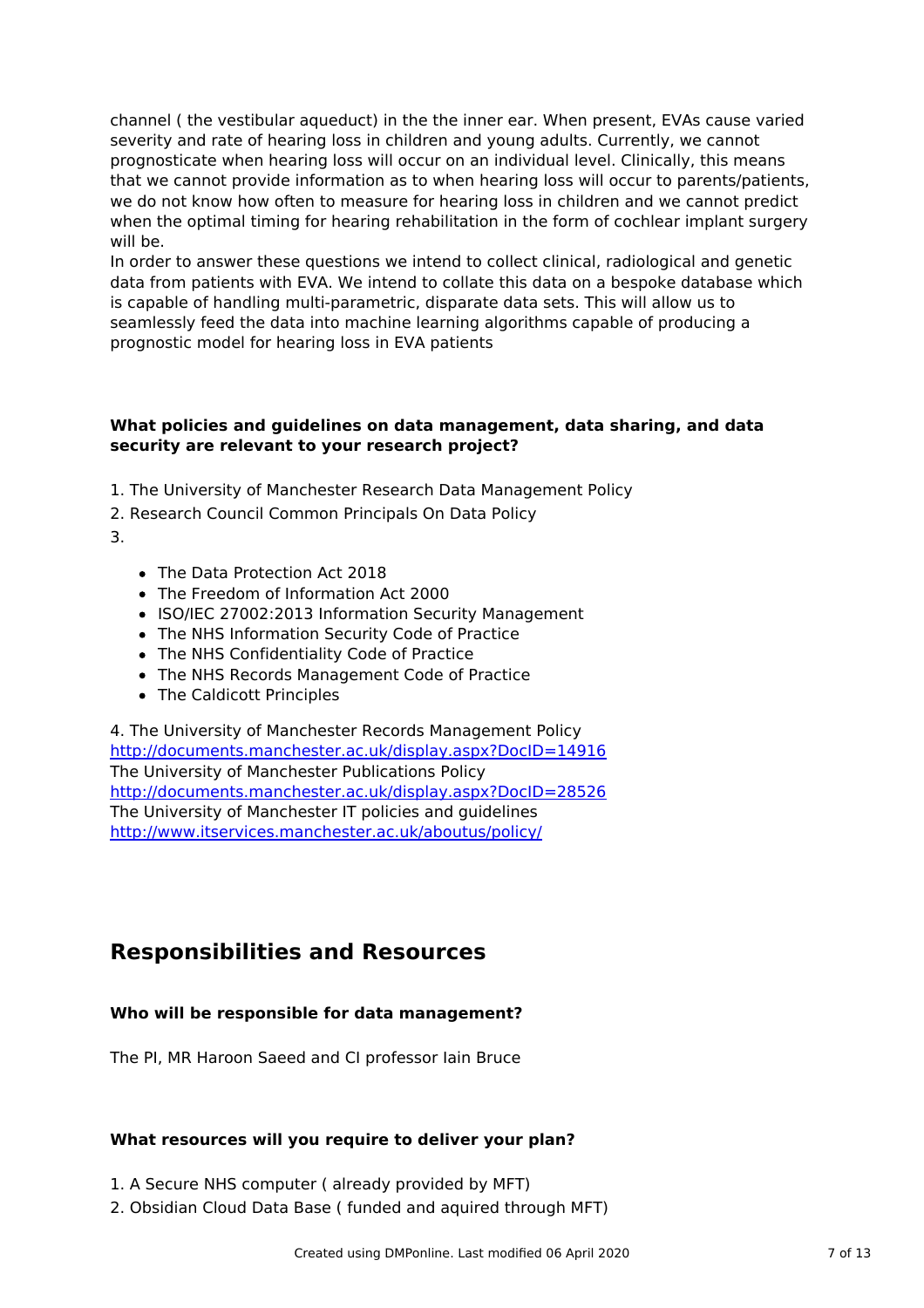channel ( the vestibular aqueduct) in the the inner ear. When present, EVAs cause varied severity and rate of hearing loss in children and young adults. Currently, we cannot prognosticate when hearing loss will occur on an individual level. Clinically, this means that we cannot provide information as to when hearing loss will occur to parents/patients, we do not know how often to measure for hearing loss in children and we cannot predict when the optimal timing for hearing rehabilitation in the form of cochlear implant surgery will be.
In order to answer these questions we intend to collect clinical, radiological and genetic data from patients with EVA. We intend to collate this data on a bespoke database which is capable of handling multi-parametric, disparate data sets. This will allow us to seamlessly feed the data into machine learning algorithms capable of producing a prognostic model for hearing loss in EVA patients

**What policies and guidelines on data management, data sharing, and data security are relevant to your research project?**

1. The University of Manchester Research Data Management Policy
2. Research Council Common Principals On Data Policy
3.

- The Data Protection Act 2018
- The Freedom of Information Act 2000
- ISO/IEC 27002:2013 Information Security Management
- The NHS Information Security Code of Practice
- The NHS Confidentiality Code of Practice
- The NHS Records Management Code of Practice
- The Caldicott Principles

4. The University of Manchester Records Management Policy
http://documents.manchester.ac.uk/display.aspx?DocID=14916
The University of Manchester Publications Policy
http://documents.manchester.ac.uk/display.aspx?DocID=28526
The University of Manchester IT policies and guidelines
http://www.itservices.manchester.ac.uk/aboutus/policy/

## Responsibilities and Resources

**Who will be responsible for data management?**

The PI, MR Haroon Saeed and CI professor Iain Bruce

**What resources will you require to deliver your plan?**

1. A Secure NHS computer ( already provided by MFT)
2. Obsidian Cloud Data Base ( funded and aquired through MFT)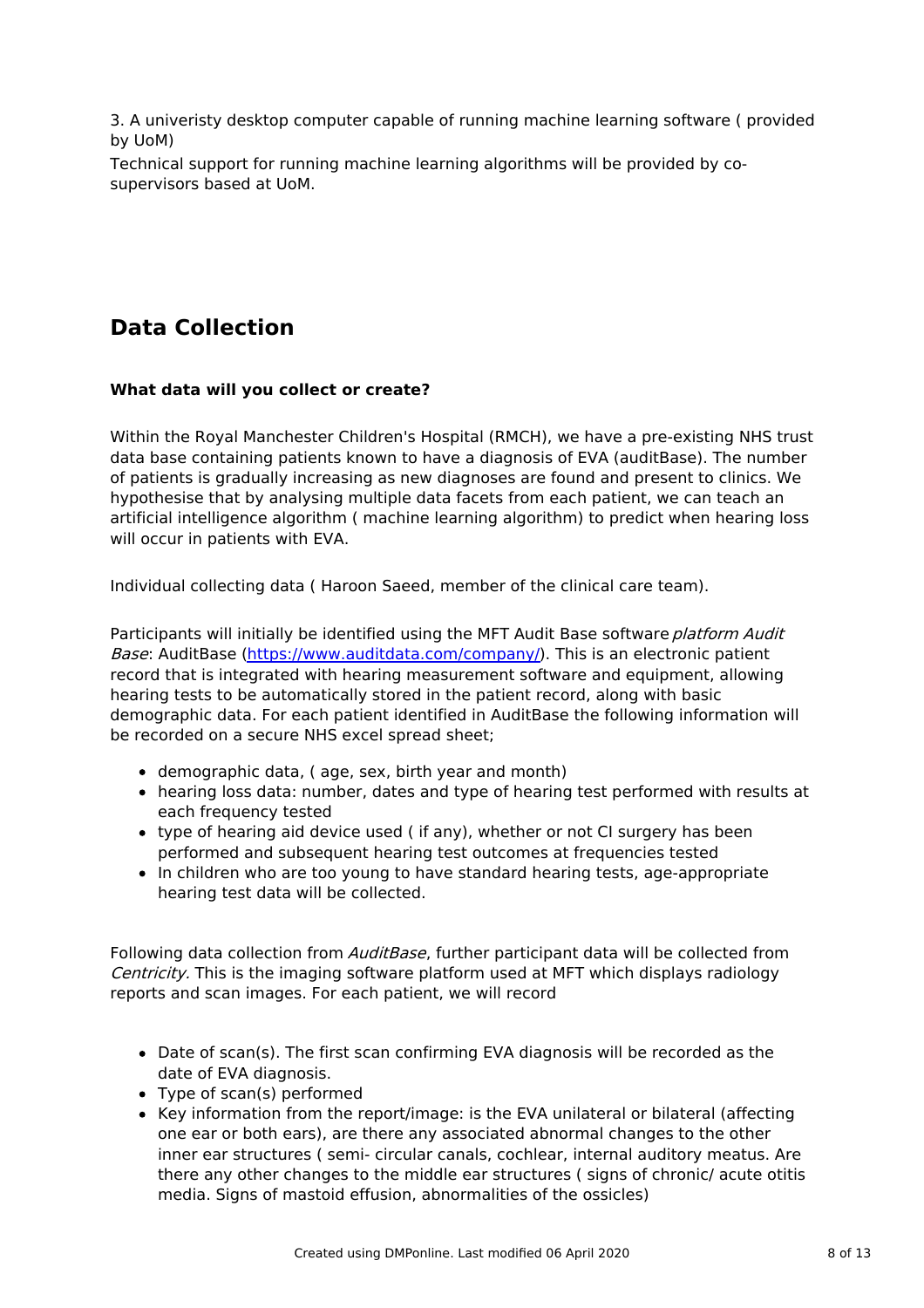3. A univeristy desktop computer capable of running machine learning software ( provided by UoM)

Technical support for running machine learning algorithms will be provided by co-supervisors based at UoM.

## Data Collection

**What data will you collect or create?**

Within the Royal Manchester Children's Hospital (RMCH), we have a pre-existing NHS trust data base containing patients known to have a diagnosis of EVA (auditBase). The number of patients is gradually increasing as new diagnoses are found and present to clinics. We hypothesise that by analysing multiple data facets from each patient, we can teach an artificial intelligence algorithm ( machine learning algorithm) to predict when hearing loss will occur in patients with EVA.

Individual collecting data ( Haroon Saeed, member of the clinical care team).

Participants will initially be identified using the MFT Audit Base software *platform Audit Base*: AuditBase (https://www.auditdata.com/company/). This is an electronic patient record that is integrated with hearing measurement software and equipment, allowing hearing tests to be automatically stored in the patient record, along with basic demographic data. For each patient identified in AuditBase the following information will be recorded on a secure NHS excel spread sheet;

- demographic data, ( age, sex, birth year and month)
- hearing loss data: number, dates and type of hearing test performed with results at each frequency tested
- type of hearing aid device used ( if any), whether or not CI surgery has been performed and subsequent hearing test outcomes at frequencies tested
- In children who are too young to have standard hearing tests, age-appropriate hearing test data will be collected.

Following data collection from *AuditBase*, further participant data will be collected from *Centricity.* This is the imaging software platform used at MFT which displays radiology reports and scan images. For each patient, we will record

- Date of scan(s). The first scan confirming EVA diagnosis will be recorded as the date of EVA diagnosis.
- Type of scan(s) performed
- Key information from the report/image: is the EVA unilateral or bilateral (affecting one ear or both ears), are there any associated abnormal changes to the other inner ear structures ( semi- circular canals, cochlear, internal auditory meatus. Are there any other changes to the middle ear structures ( signs of chronic/ acute otitis media. Signs of mastoid effusion, abnormalities of the ossicles)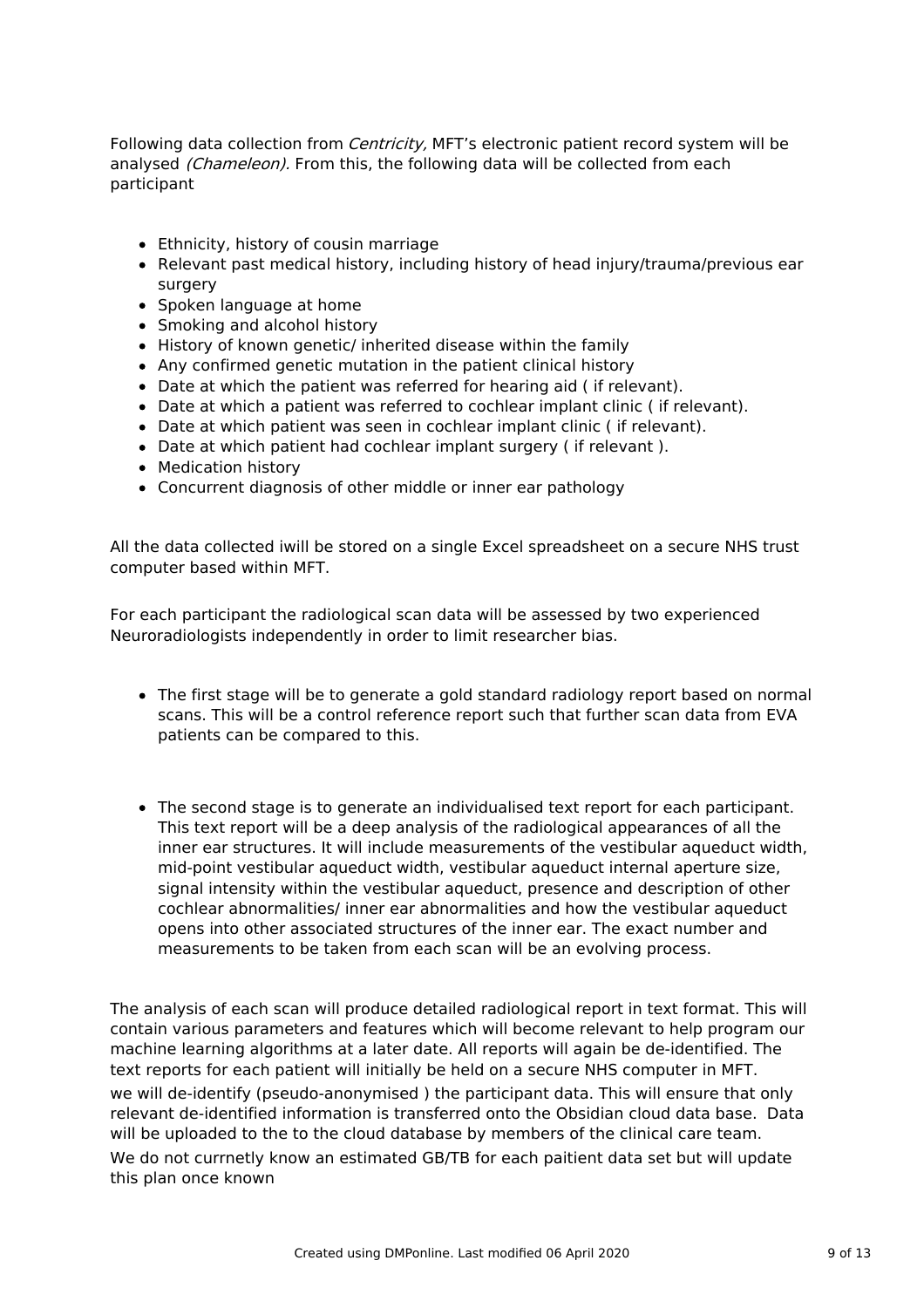Following data collection from *Centricity,* MFT's electronic patient record system will be analysed *(Chameleon).* From this, the following data will be collected from each participant

- Ethnicity, history of cousin marriage
- Relevant past medical history, including history of head injury/trauma/previous ear surgery
- Spoken language at home
- Smoking and alcohol history
- History of known genetic/ inherited disease within the family
- Any confirmed genetic mutation in the patient clinical history
- Date at which the patient was referred for hearing aid ( if relevant).
- Date at which a patient was referred to cochlear implant clinic ( if relevant).
- Date at which patient was seen in cochlear implant clinic ( if relevant).
- Date at which patient had cochlear implant surgery ( if relevant ).
- Medication history
- Concurrent diagnosis of other middle or inner ear pathology

All the data collected iwill be stored on a single Excel spreadsheet on a secure NHS trust computer based within MFT.

For each participant the radiological scan data will be assessed by two experienced Neuroradiologists independently in order to limit researcher bias.

- The first stage will be to generate a gold standard radiology report based on normal scans. This will be a control reference report such that further scan data from EVA patients can be compared to this.

- The second stage is to generate an individualised text report for each participant. This text report will be a deep analysis of the radiological appearances of all the inner ear structures. It will include measurements of the vestibular aqueduct width, mid-point vestibular aqueduct width, vestibular aqueduct internal aperture size, signal intensity within the vestibular aqueduct, presence and description of other cochlear abnormalities/ inner ear abnormalities and how the vestibular aqueduct opens into other associated structures of the inner ear. The exact number and measurements to be taken from each scan will be an evolving process.

The analysis of each scan will produce detailed radiological report in text format. This will contain various parameters and features which will become relevant to help program our machine learning algorithms at a later date. All reports will again be de-identified. The text reports for each patient will initially be held on a secure NHS computer in MFT.
we will de-identify (pseudo-anonymised ) the participant data. This will ensure that only relevant de-identified information is transferred onto the Obsidian cloud data base. Data will be uploaded to the to the cloud database by members of the clinical care team.
We do not currnetly know an estimated GB/TB for each paitient data set but will update this plan once known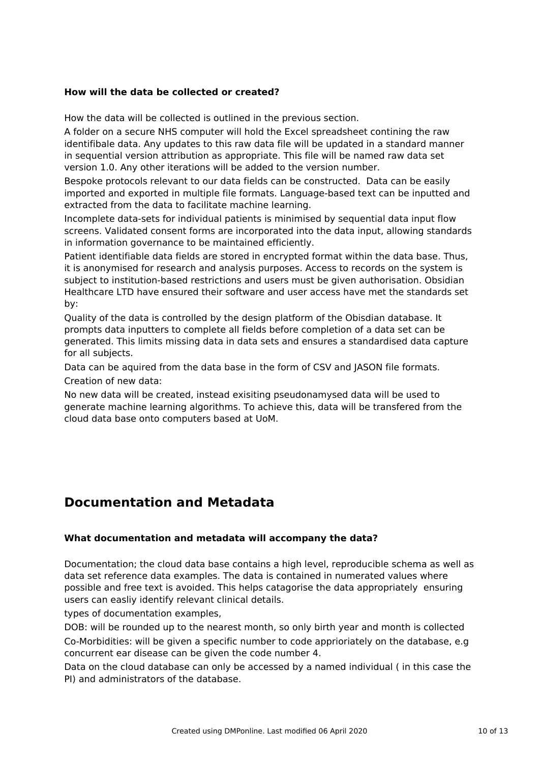**How will the data be collected or created?**

How the data will be collected is outlined in the previous section.

A folder on a secure NHS computer will hold the Excel spreadsheet contining the raw identifibale data. Any updates to this raw data file will be updated in a standard manner in sequential version attribution as appropriate. This file will be named raw data set version 1.0. Any other iterations will be added to the version number.

Bespoke protocols relevant to our data fields can be constructed.  Data can be easily imported and exported in multiple file formats. Language-based text can be inputted and extracted from the data to facilitate machine learning.

Incomplete data-sets for individual patients is minimised by sequential data input flow screens. Validated consent forms are incorporated into the data input, allowing standards in information governance to be maintained efficiently.

Patient identifiable data fields are stored in encrypted format within the data base. Thus, it is anonymised for research and analysis purposes. Access to records on the system is subject to institution-based restrictions and users must be given authorisation. Obsidian Healthcare LTD have ensured their software and user access have met the standards set by:

Quality of the data is controlled by the design platform of the Obisdian database. It prompts data inputters to complete all fields before completion of a data set can be generated. This limits missing data in data sets and ensures a standardised data capture for all subjects.

Data can be aquired from the data base in the form of CSV and JASON file formats.

Creation of new data:

No new data will be created, instead exisiting pseudonamysed data will be used to generate machine learning algorithms. To achieve this, data will be transfered from the cloud data base onto computers based at UoM.

## Documentation and Metadata

**What documentation and metadata will accompany the data?**

Documentation; the cloud data base contains a high level, reproducible schema as well as data set reference data examples. The data is contained in numerated values where possible and free text is avoided. This helps catagorise the data appropriately  ensuring users can easliy identify relevant clinical details.

types of documentation examples,

DOB: will be rounded up to the nearest month, so only birth year and month is collected

Co-Morbidities: will be given a specific number to code apprioriately on the database, e.g concurrent ear disease can be given the code number 4.

Data on the cloud database can only be accessed by a named individual ( in this case the PI) and administrators of the database.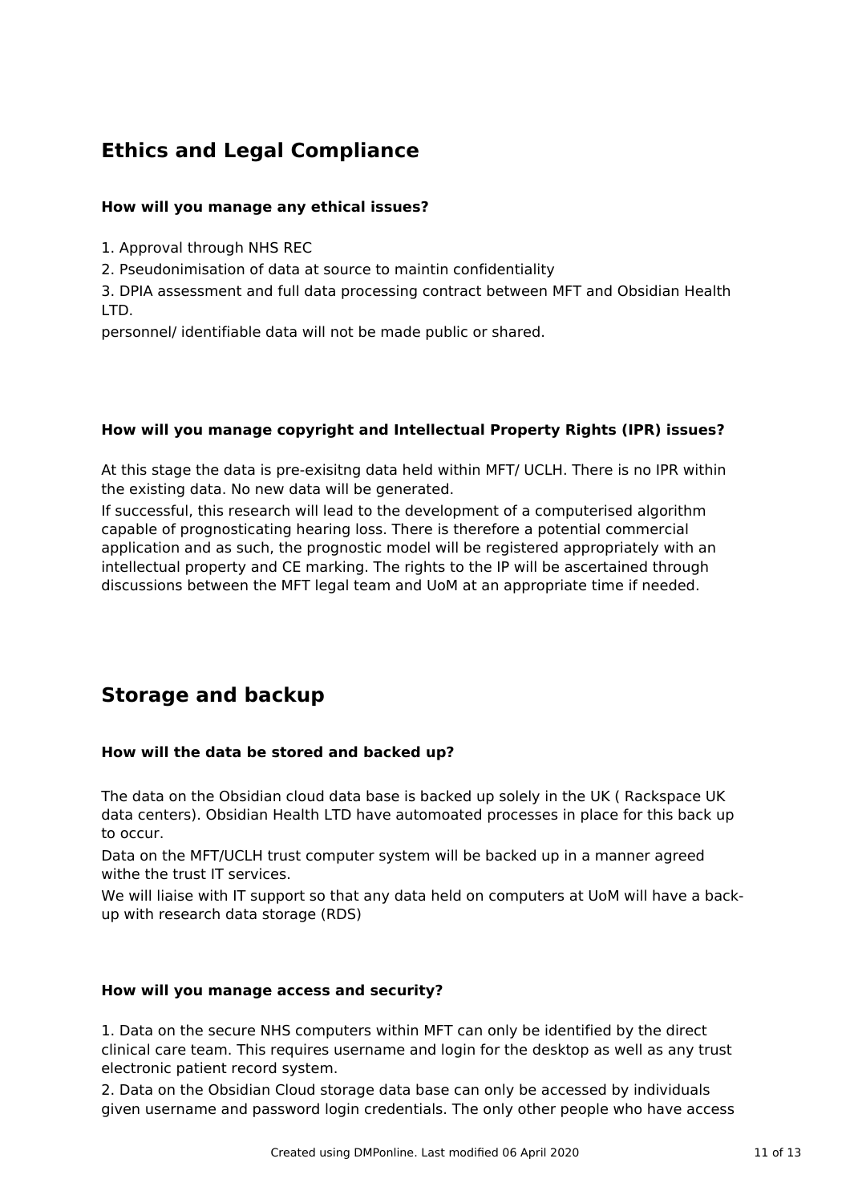## Ethics and Legal Compliance

### How will you manage any ethical issues?

1. Approval through NHS REC
2. Pseudonimisation of data at source to maintin confidentiality
3. DPIA assessment and full data processing contract between MFT and Obsidian Health LTD.

personnel/ identifiable data will not be made public or shared.

### How will you manage copyright and Intellectual Property Rights (IPR) issues?

At this stage the data is pre-exisitng data held within MFT/ UCLH. There is no IPR within the existing data. No new data will be generated.

If successful, this research will lead to the development of a computerised algorithm capable of prognosticating hearing loss. There is therefore a potential commercial application and as such, the prognostic model will be registered appropriately with an intellectual property and CE marking. The rights to the IP will be ascertained through discussions between the MFT legal team and UoM at an appropriate time if needed.

## Storage and backup

### How will the data be stored and backed up?

The data on the Obsidian cloud data base is backed up solely in the UK ( Rackspace UK data centers). Obsidian Health LTD have automoated processes in place for this back up to occur.

Data on the MFT/UCLH trust computer system will be backed up in a manner agreed withe the trust IT services.

We will liaise with IT support so that any data held on computers at UoM will have a back-up with research data storage (RDS)

### How will you manage access and security?

1. Data on the secure NHS computers within MFT can only be identified by the direct clinical care team. This requires username and login for the desktop as well as any trust electronic patient record system.
2. Data on the Obsidian Cloud storage data base can only be accessed by individuals given username and password login credentials. The only other people who have access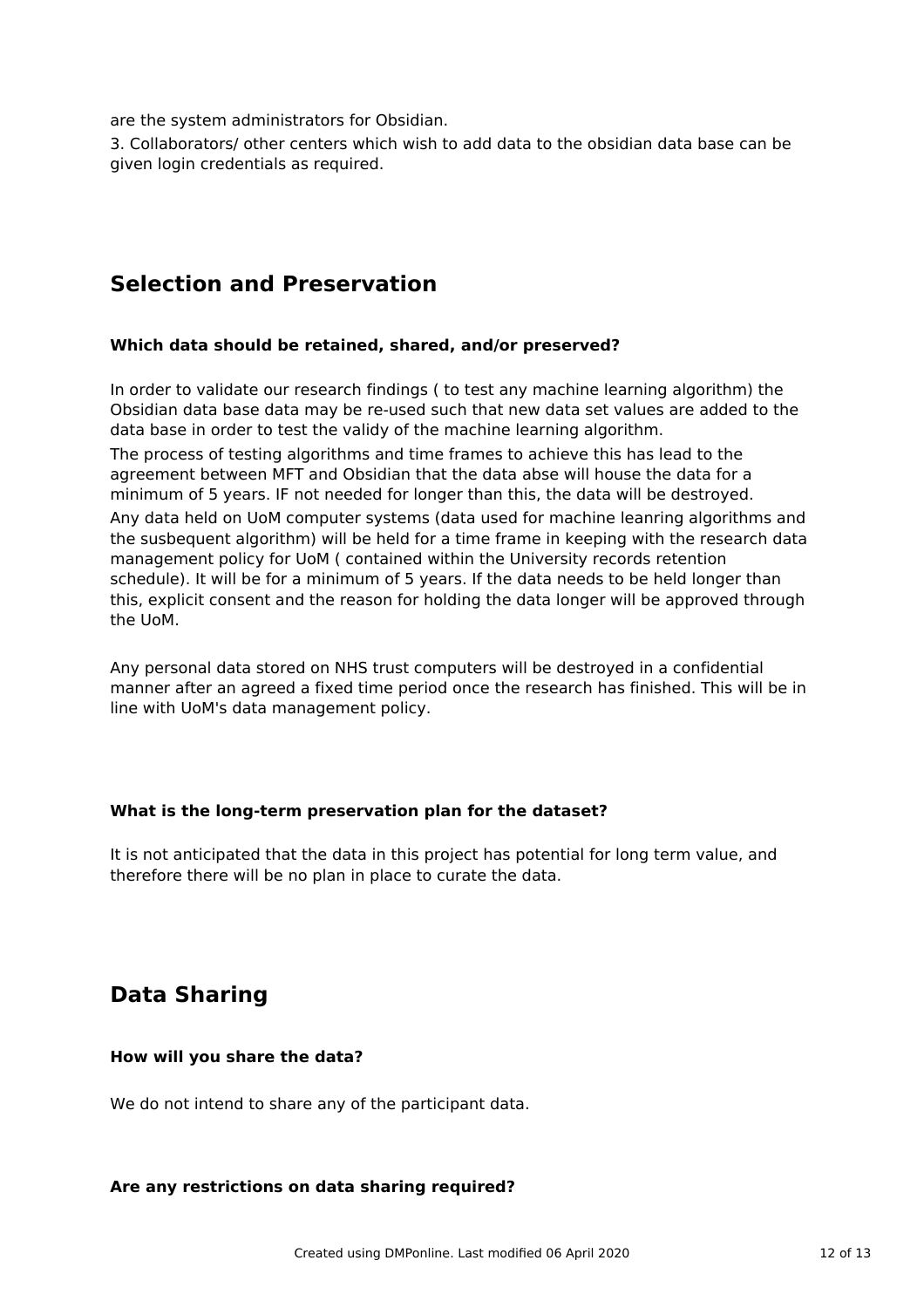are the system administrators for Obsidian.

3. Collaborators/ other centers which wish to add data to the obsidian data base can be given login credentials as required.

## Selection and Preservation

**Which data should be retained, shared, and/or preserved?**

In order to validate our research findings ( to test any machine learning algorithm) the Obsidian data base data may be re-used such that new data set values are added to the data base in order to test the validy of the machine learning algorithm.

The process of testing algorithms and time frames to achieve this has lead to the agreement between MFT and Obsidian that the data abse will house the data for a minimum of 5 years. IF not needed for longer than this, the data will be destroyed.

Any data held on UoM computer systems (data used for machine leanring algorithms and the susbequent algorithm) will be held for a time frame in keeping with the research data management policy for UoM ( contained within the University records retention schedule). It will be for a minimum of 5 years. If the data needs to be held longer than this, explicit consent and the reason for holding the data longer will be approved through the UoM.

Any personal data stored on NHS trust computers will be destroyed in a confidential manner after an agreed a fixed time period once the research has finished. This will be in line with UoM's data management policy.

**What is the long-term preservation plan for the dataset?**

It is not anticipated that the data in this project has potential for long term value, and therefore there will be no plan in place to curate the data.

## Data Sharing

**How will you share the data?**

We do not intend to share any of the participant data.

**Are any restrictions on data sharing required?**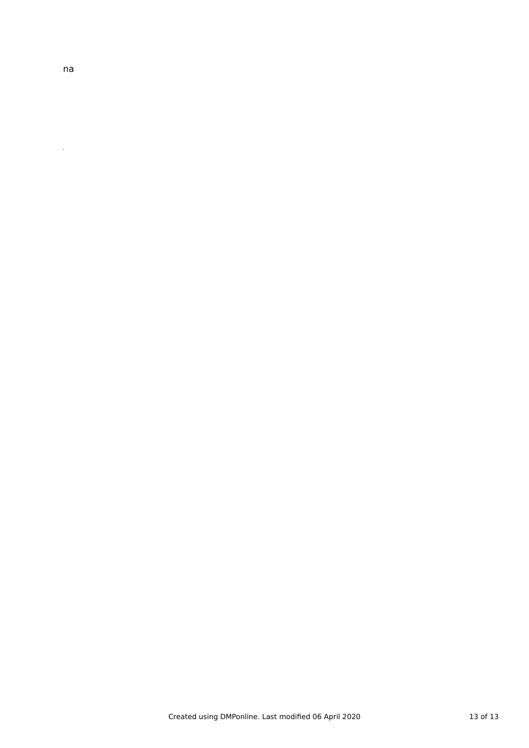na